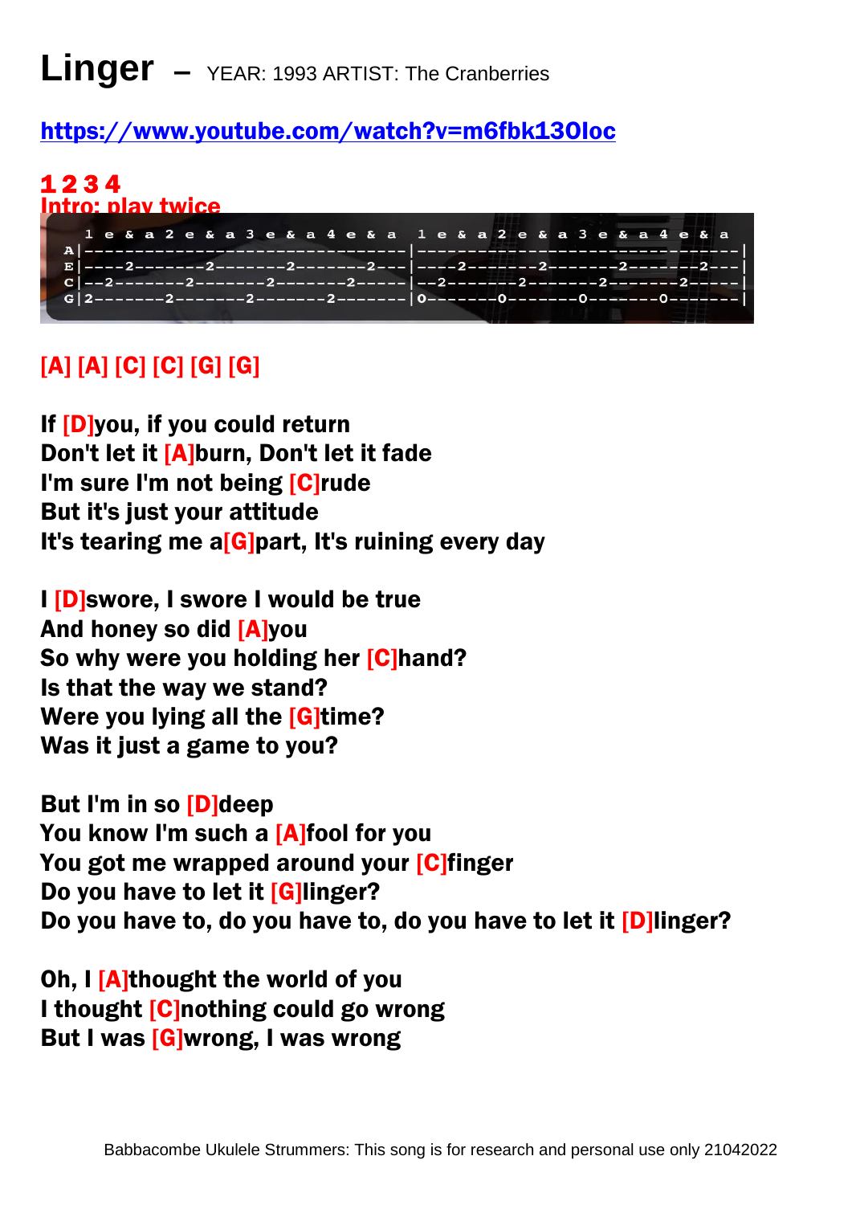# Linger – YEAR: 1993 ARTIST: The Cranberries

https://www.youtube.com/watch?v=m6fbk13OIoc

**1 2 3 4**
**Intro: play twice**

```
   1 e & a 2 e & a 3 e & a 4 e & a   1 e & a 2 e & a 3 e & a 4 e & a
A|--------------------------------|--------------------------------|
E|----2-------2-------2-------2---|----2-------2-------2-------2---|
C|--2-------2-------2-------2-----|--2-------2-------2-------2-----|
G|2-------2-------2-------2-------|0-------0-------0-------0-------|
```

**[A] [A] [C] [C] [G] [G]**

**If [D]you, if you could return**
**Don't let it [A]burn, Don't let it fade**
**I'm sure I'm not being [C]rude**
**But it's just your attitude**
**It's tearing me a[G]part, It's ruining every day**

**I [D]swore, I swore I would be true**
**And honey so did [A]you**
**So why were you holding her [C]hand?**
**Is that the way we stand?**
**Were you lying all the [G]time?**
**Was it just a game to you?**

**But I'm in so [D]deep**
**You know I'm such a [A]fool for you**
**You got me wrapped around your [C]finger**
**Do you have to let it [G]linger?**
**Do you have to, do you have to, do you have to let it [D]linger?**

**Oh, I [A]thought the world of you**
**I thought [C]nothing could go wrong**
**But I was [G]wrong, I was wrong**

Babbacombe Ukulele Strummers: This song is for research and personal use only 21042022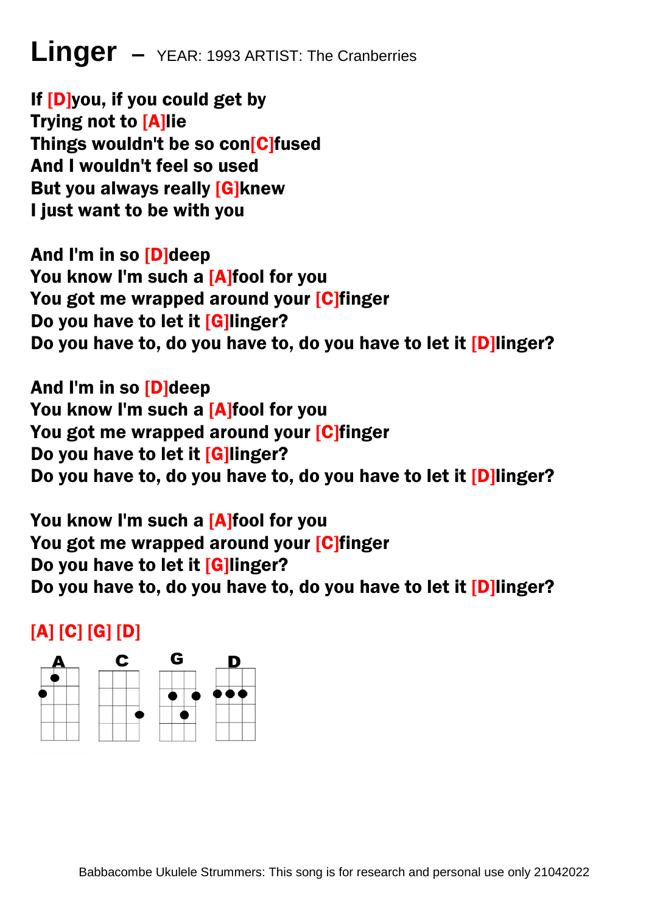# Linger – YEAR: 1993 ARTIST: The Cranberries

**If [D]you, if you could get by**
**Trying not to [A]lie**
**Things wouldn't be so con[C]fused**
**And I wouldn't feel so used**
**But you always really [G]knew**
**I just want to be with you**

**And I'm in so [D]deep**
**You know I'm such a [A]fool for you**
**You got me wrapped around your [C]finger**
**Do you have to let it [G]linger?**
**Do you have to, do you have to, do you have to let it [D]linger?**

**And I'm in so [D]deep**
**You know I'm such a [A]fool for you**
**You got me wrapped around your [C]finger**
**Do you have to let it [G]linger?**
**Do you have to, do you have to, do you have to let it [D]linger?**

**You know I'm such a [A]fool for you**
**You got me wrapped around your [C]finger**
**Do you have to let it [G]linger?**
**Do you have to, do you have to, do you have to let it [D]linger?**

**[A] [C] [G] [D]**

A C G D

Babbacombe Ukulele Strummers: This song is for research and personal use only 21042022